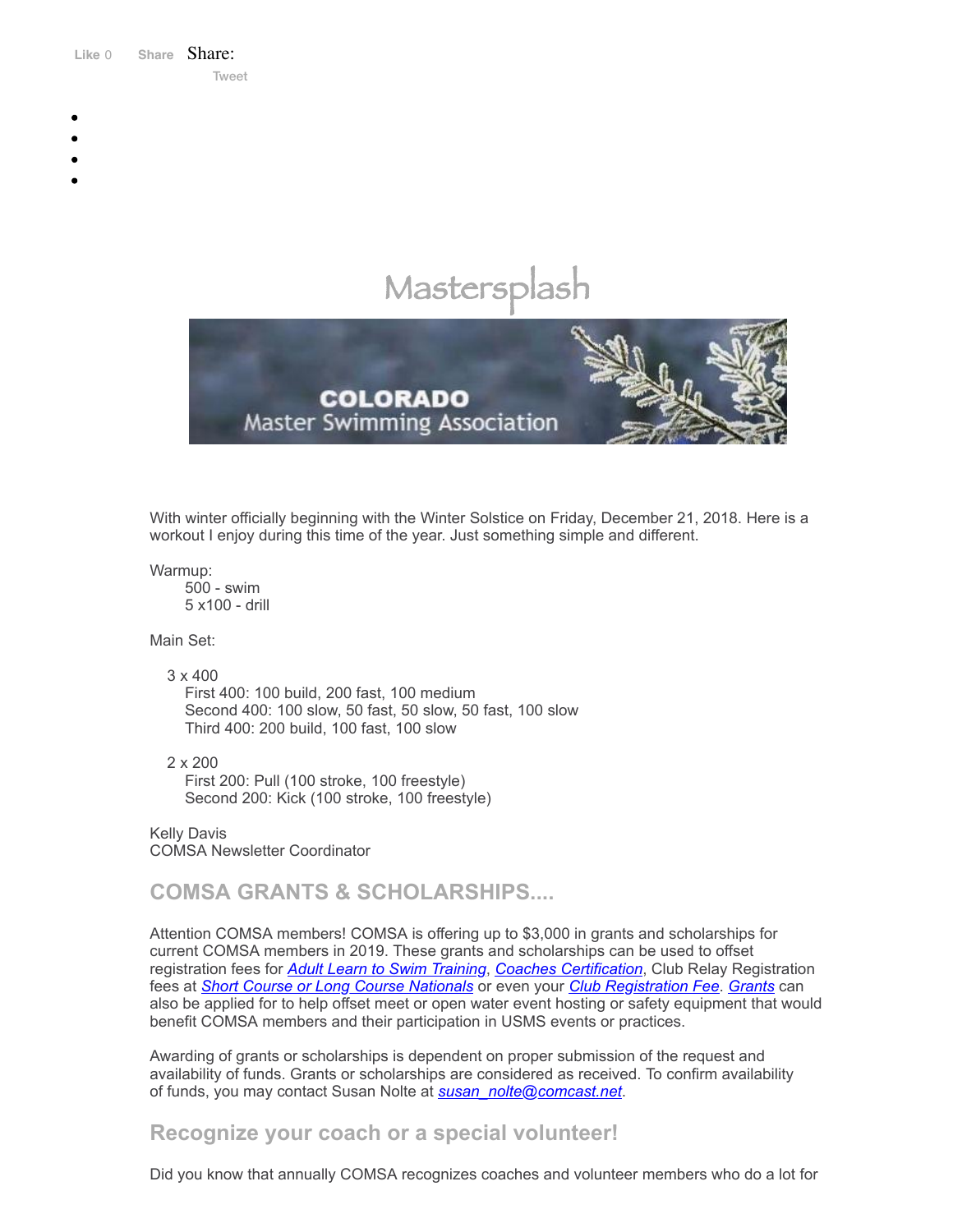Like 0 Share Share:

Tweet

# Mastersplash

COLORADO
Master Swimming Association

With winter officially beginning with the Winter Solstice on Friday, December 21, 2018. Here is a workout I enjoy during this time of the year. Just something simple and different.

Warmup:
- 500 - swim
- 5 x100 - drill

Main Set:

3 x 400
- First 400: 100 build, 200 fast, 100 medium
- Second 400: 100 slow, 50 fast, 50 slow, 50 fast, 100 slow
- Third 400: 200 build, 100 fast, 100 slow

2 x 200
- First 200: Pull (100 stroke, 100 freestyle)
- Second 200: Kick (100 stroke, 100 freestyle)

Kelly Davis
COMSA Newsletter Coordinator

## COMSA GRANTS & SCHOLARSHIPS....

Attention COMSA members! COMSA is offering up to $3,000 in grants and scholarships for current COMSA members in 2019. These grants and scholarships can be used to offset registration fees for *Adult Learn to Swim Training*, *Coaches Certification*, Club Relay Registration fees at *Short Course or Long Course Nationals* or even your *Club Registration Fee*. *Grants* can also be applied for to help offset meet or open water event hosting or safety equipment that would benefit COMSA members and their participation in USMS events or practices.

Awarding of grants or scholarships is dependent on proper submission of the request and availability of funds. Grants or scholarships are considered as received. To confirm availability of funds, you may contact Susan Nolte at *susan_nolte@comcast.net*.

## Recognize your coach or a special volunteer!

Did you know that annually COMSA recognizes coaches and volunteer members who do a lot for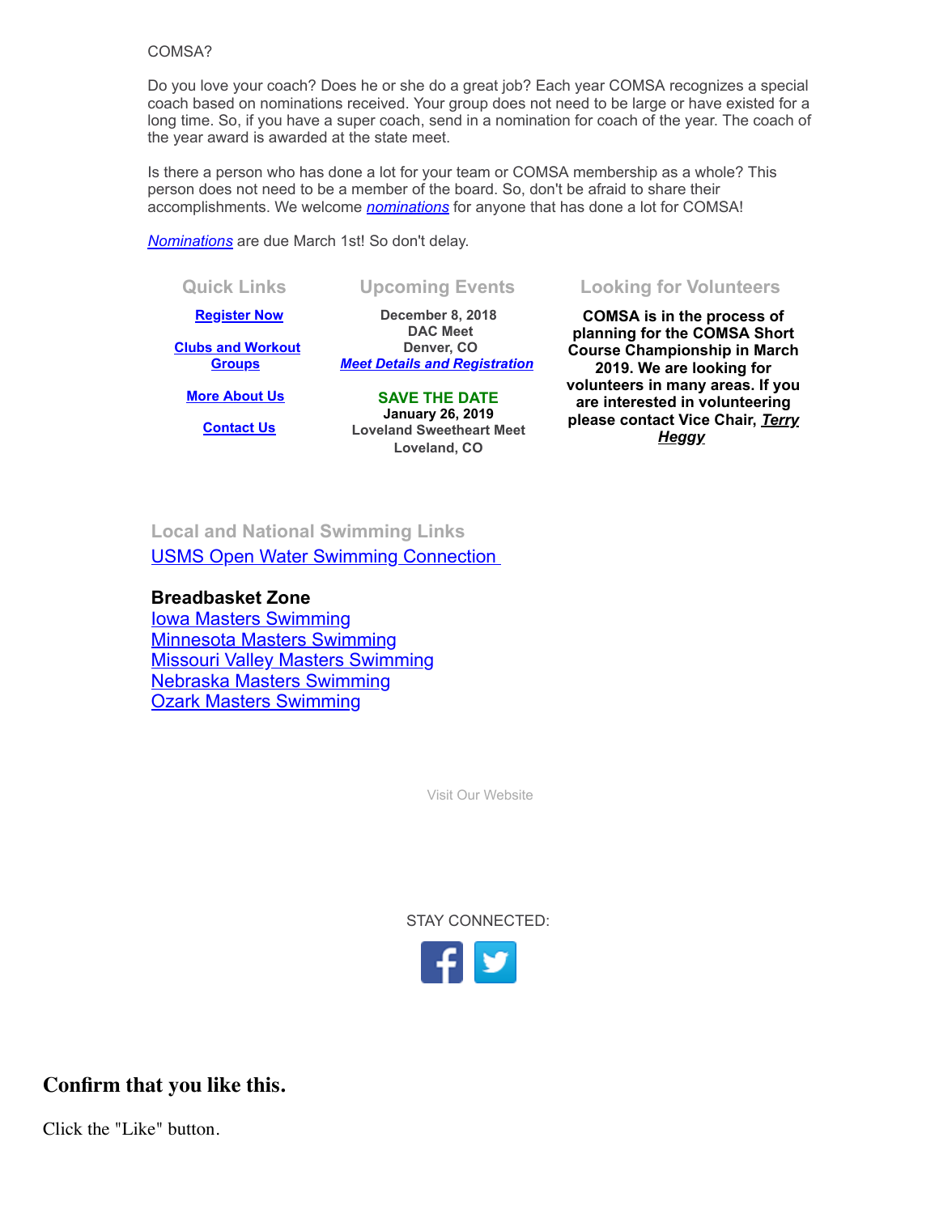COMSA?

Do you love your coach? Does he or she do a great job? Each year COMSA recognizes a special coach based on nominations received. Your group does not need to be large or have existed for a long time. So, if you have a super coach, send in a nomination for coach of the year. The coach of the year award is awarded at the state meet.

Is there a person who has done a lot for your team or COMSA membership as a whole? This person does not need to be a member of the board. So, don't be afraid to share their accomplishments. We welcome *nominations* for anyone that has done a lot for COMSA!

*Nominations* are due March 1st! So don't delay.

### Quick Links

**Register Now**

**Clubs and Workout Groups**

**More About Us**

**Contact Us**

### Upcoming Events

**December 8, 2018**
**DAC Meet**
**Denver, CO**
***Meet Details and Registration***

**SAVE THE DATE**
**January 26, 2019**
**Loveland Sweetheart Meet**
**Loveland, CO**

### Looking for Volunteers

**COMSA is in the process of planning for the COMSA Short Course Championship in March 2019. We are looking for volunteers in many areas. If you are interested in volunteering please contact Vice Chair, *Terry Heggy***

### Local and National Swimming Links

USMS Open Water Swimming Connection

**Breadbasket Zone**
Iowa Masters Swimming
Minnesota Masters Swimming
Missouri Valley Masters Swimming
Nebraska Masters Swimming
Ozark Masters Swimming

Visit Our Website

STAY CONNECTED:

## Confirm that you like this.

Click the "Like" button.